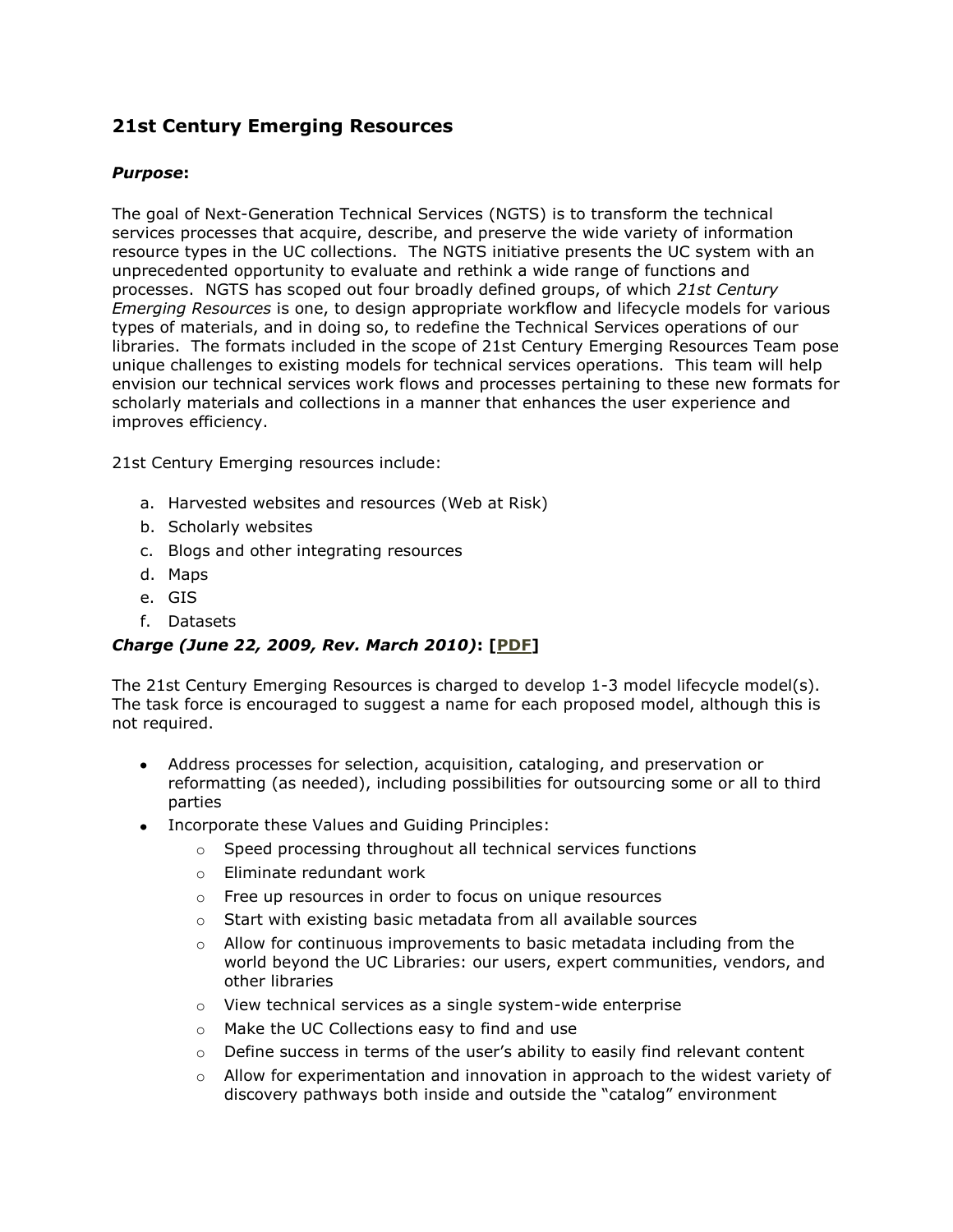## 21st Century Emerging Resources

### ***Purpose*:**

The goal of Next-Generation Technical Services (NGTS) is to transform the technical services processes that acquire, describe, and preserve the wide variety of information resource types in the UC collections. The NGTS initiative presents the UC system with an unprecedented opportunity to evaluate and rethink a wide range of functions and processes. NGTS has scoped out four broadly defined groups, of which *21st Century Emerging Resources* is one, to design appropriate workflow and lifecycle models for various types of materials, and in doing so, to redefine the Technical Services operations of our libraries. The formats included in the scope of 21st Century Emerging Resources Team pose unique challenges to existing models for technical services operations. This team will help envision our technical services work flows and processes pertaining to these new formats for scholarly materials and collections in a manner that enhances the user experience and improves efficiency.

21st Century Emerging resources include:

a. Harvested websites and resources (Web at Risk)
b. Scholarly websites
c. Blogs and other integrating resources
d. Maps
e. GIS
f. Datasets

### ***Charge (June 22, 2009, Rev. March 2010)*: [PDF]**

The 21st Century Emerging Resources is charged to develop 1-3 model lifecycle model(s). The task force is encouraged to suggest a name for each proposed model, although this is not required.

- Address processes for selection, acquisition, cataloging, and preservation or reformatting (as needed), including possibilities for outsourcing some or all to third parties
- Incorporate these Values and Guiding Principles:
  - Speed processing throughout all technical services functions
  - Eliminate redundant work
  - Free up resources in order to focus on unique resources
  - Start with existing basic metadata from all available sources
  - Allow for continuous improvements to basic metadata including from the world beyond the UC Libraries: our users, expert communities, vendors, and other libraries
  - View technical services as a single system-wide enterprise
  - Make the UC Collections easy to find and use
  - Define success in terms of the user's ability to easily find relevant content
  - Allow for experimentation and innovation in approach to the widest variety of discovery pathways both inside and outside the "catalog" environment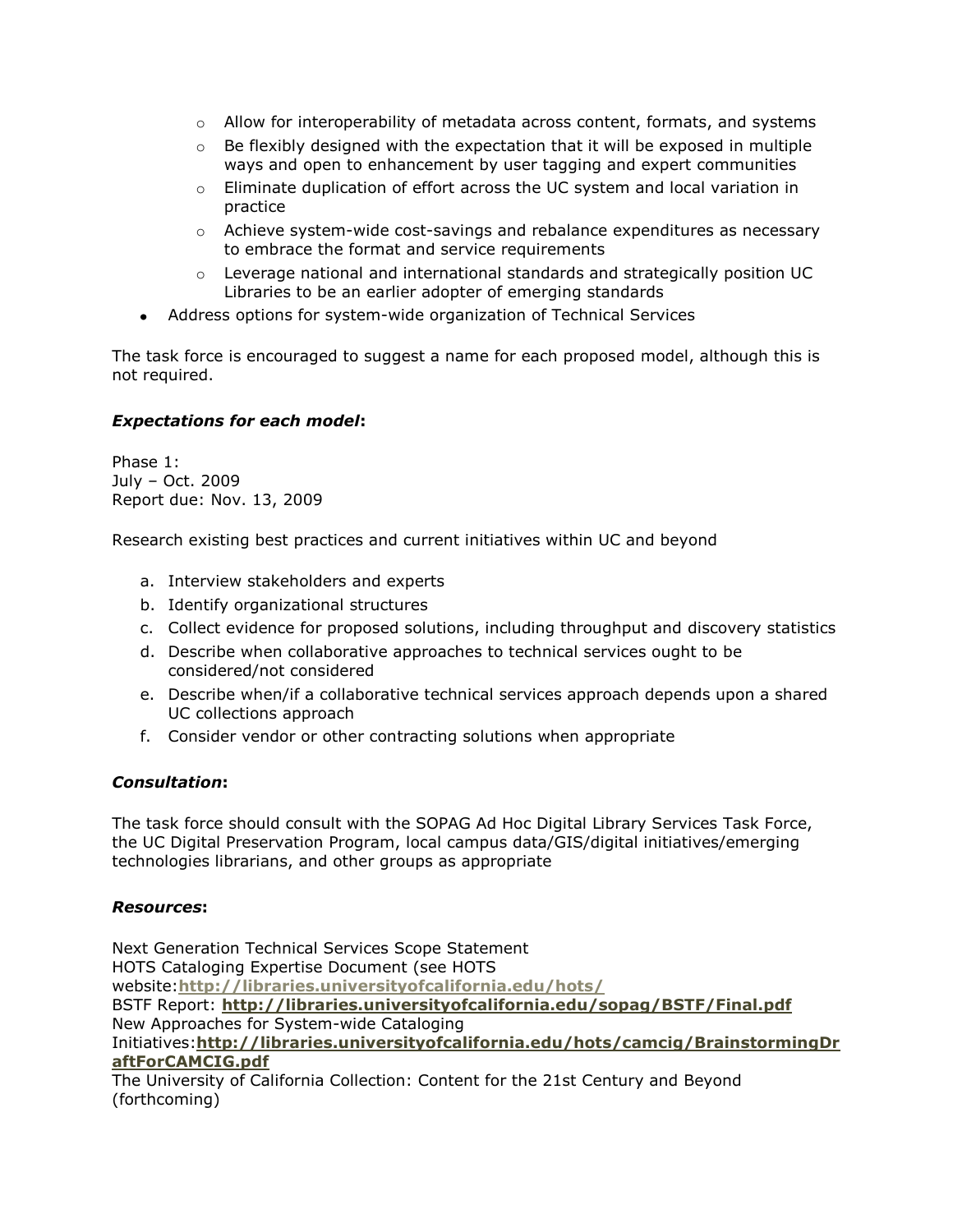- Allow for interoperability of metadata across content, formats, and systems
    - Be flexibly designed with the expectation that it will be exposed in multiple ways and open to enhancement by user tagging and expert communities
    - Eliminate duplication of effort across the UC system and local variation in practice
    - Achieve system-wide cost-savings and rebalance expenditures as necessary to embrace the format and service requirements
    - Leverage national and international standards and strategically position UC Libraries to be an earlier adopter of emerging standards
- Address options for system-wide organization of Technical Services

The task force is encouraged to suggest a name for each proposed model, although this is not required.

### ***Expectations for each model*:**

Phase 1:
July – Oct. 2009
Report due: Nov. 13, 2009

Research existing best practices and current initiatives within UC and beyond

a. Interview stakeholders and experts
b. Identify organizational structures
c. Collect evidence for proposed solutions, including throughput and discovery statistics
d. Describe when collaborative approaches to technical services ought to be considered/not considered
e. Describe when/if a collaborative technical services approach depends upon a shared UC collections approach
f. Consider vendor or other contracting solutions when appropriate

### ***Consultation*:**

The task force should consult with the SOPAG Ad Hoc Digital Library Services Task Force, the UC Digital Preservation Program, local campus data/GIS/digital initiatives/emerging technologies librarians, and other groups as appropriate

### ***Resources*:**

Next Generation Technical Services Scope Statement
HOTS Cataloging Expertise Document (see HOTS website:**http://libraries.universityofcalifornia.edu/hots/**
BSTF Report: **http://libraries.universityofcalifornia.edu/sopag/BSTF/Final.pdf**
New Approaches for System-wide Cataloging Initiatives:**http://libraries.universityofcalifornia.edu/hots/camcig/BrainstormingDraftForCAMCIG.pdf**
The University of California Collection: Content for the 21st Century and Beyond (forthcoming)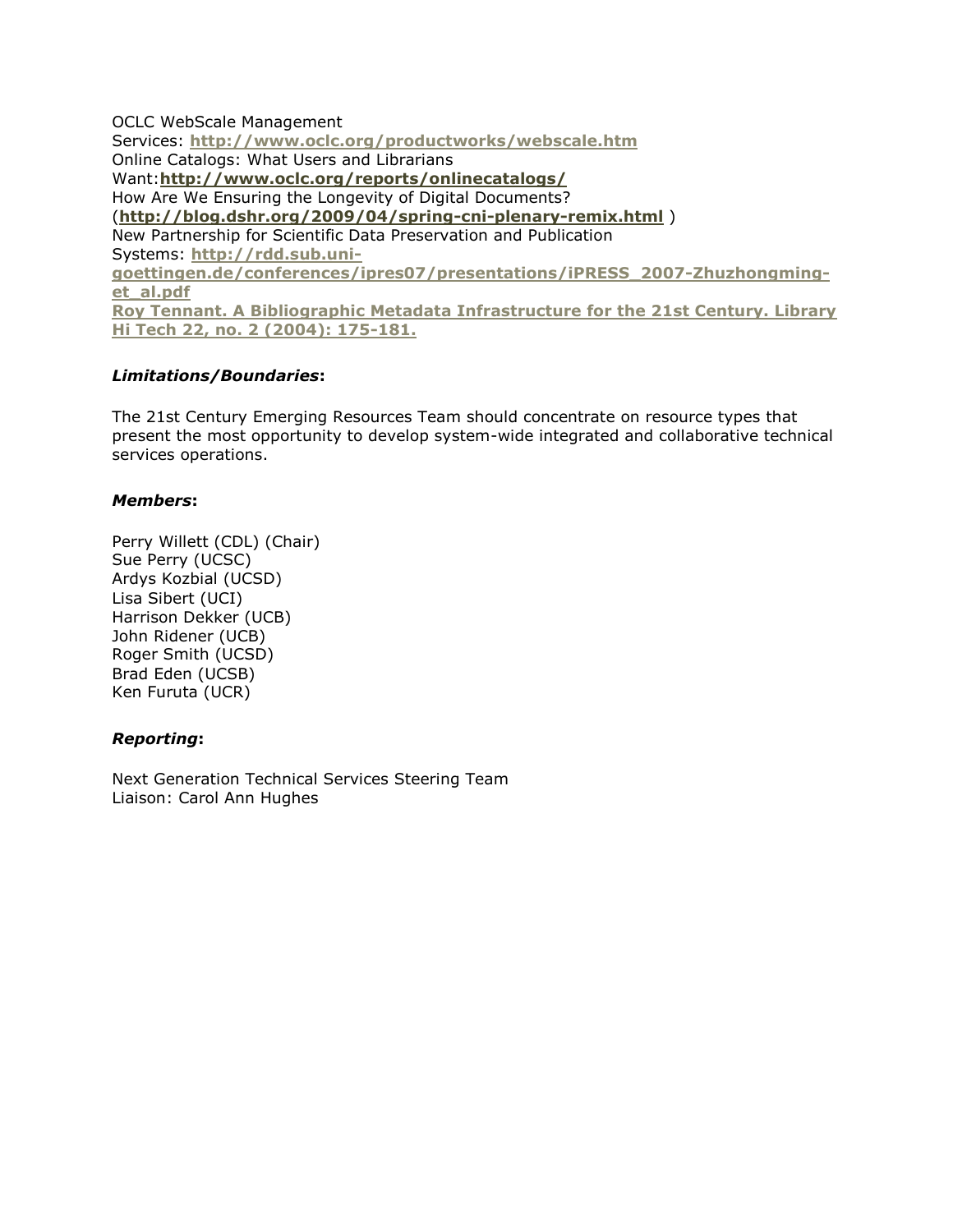OCLC WebScale Management Services: **http://www.oclc.org/productworks/webscale.htm**
Online Catalogs: What Users and Librarians Want:**http://www.oclc.org/reports/onlinecatalogs/**
How Are We Ensuring the Longevity of Digital Documents? (**http://blog.dshr.org/2009/04/spring-cni-plenary-remix.html** )
New Partnership for Scientific Data Preservation and Publication Systems: **http://rdd.sub.uni-goettingen.de/conferences/ipres07/presentations/iPRESS_2007-Zhuzhongming-et_al.pdf**
**Roy Tennant. A Bibliographic Metadata Infrastructure for the 21st Century. Library Hi Tech 22, no. 2 (2004): 175-181.**

***Limitations/Boundaries*:**

The 21st Century Emerging Resources Team should concentrate on resource types that present the most opportunity to develop system-wide integrated and collaborative technical services operations.

***Members*:**

Perry Willett (CDL) (Chair)
Sue Perry (UCSC)
Ardys Kozbial (UCSD)
Lisa Sibert (UCI)
Harrison Dekker (UCB)
John Ridener (UCB)
Roger Smith (UCSD)
Brad Eden (UCSB)
Ken Furuta (UCR)

***Reporting*:**

Next Generation Technical Services Steering Team
Liaison: Carol Ann Hughes